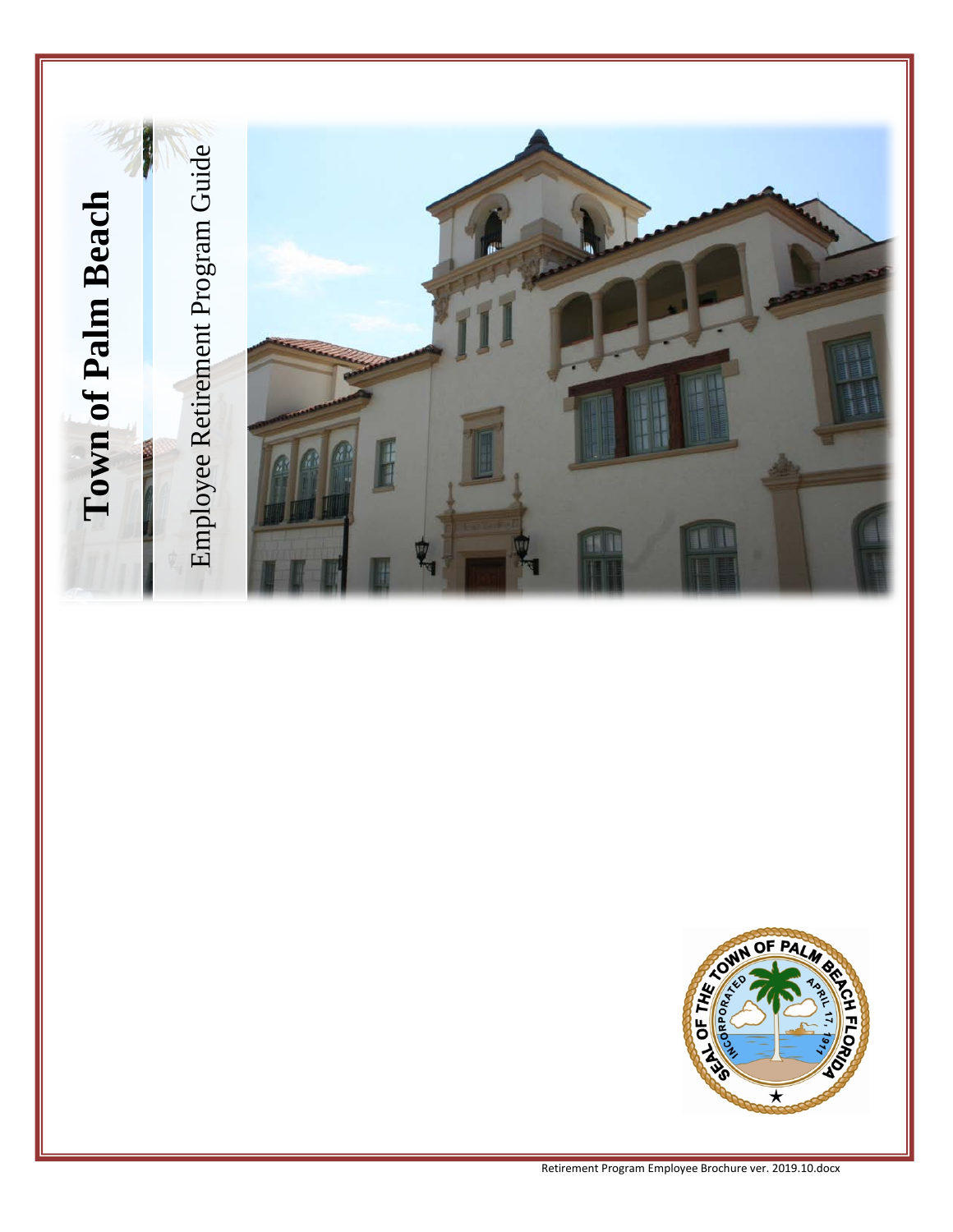# Town of Palm Beach

## Employee Retirement Program Guide

Retirement Program Employee Brochure ver. 2019.10.docx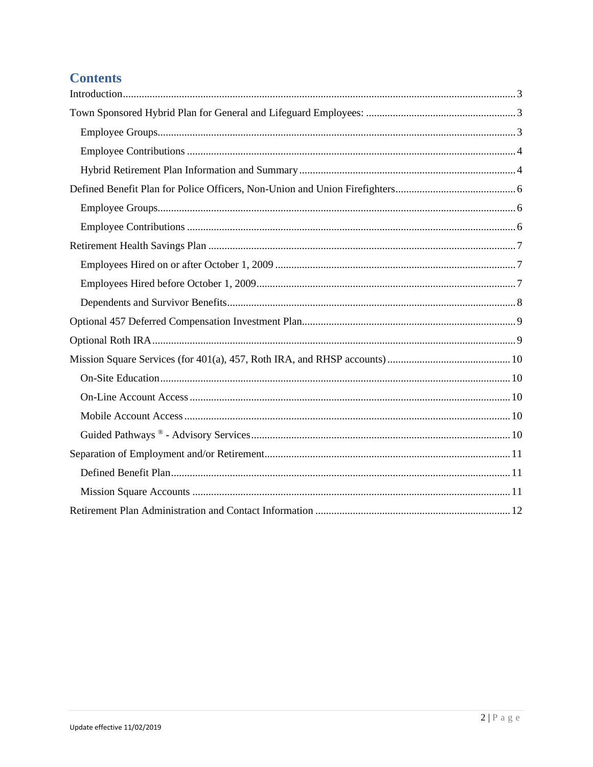## Contents

- Introduction ..... 3
- Town Sponsored Hybrid Plan for General and Lifeguard Employees: ..... 3
  - Employee Groups ..... 3
  - Employee Contributions ..... 4
  - Hybrid Retirement Plan Information and Summary ..... 4
- Defined Benefit Plan for Police Officers, Non-Union and Union Firefighters ..... 6
  - Employee Groups ..... 6
  - Employee Contributions ..... 6
- Retirement Health Savings Plan ..... 7
  - Employees Hired on or after October 1, 2009 ..... 7
  - Employees Hired before October 1, 2009 ..... 7
  - Dependents and Survivor Benefits ..... 8
- Optional 457 Deferred Compensation Investment Plan ..... 9
- Optional Roth IRA ..... 9
- Mission Square Services (for 401(a), 457, Roth IRA, and RHSP accounts) ..... 10
  - On-Site Education ..... 10
  - On-Line Account Access ..... 10
  - Mobile Account Access ..... 10
  - Guided Pathways ® - Advisory Services ..... 10
- Separation of Employment and/or Retirement ..... 11
  - Defined Benefit Plan ..... 11
  - Mission Square Accounts ..... 11
- Retirement Plan Administration and Contact Information ..... 12

Update effective 11/02/2019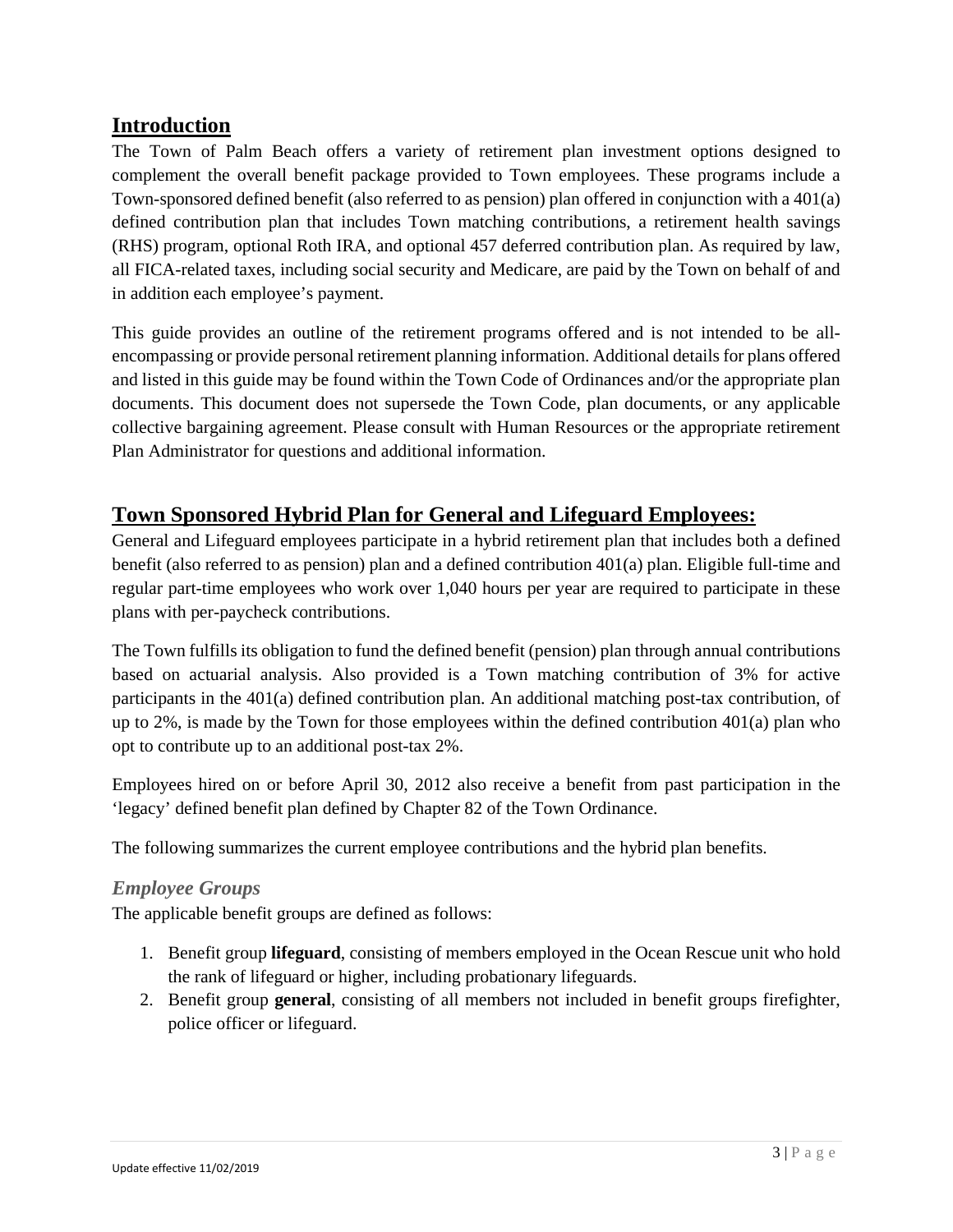## Introduction

The Town of Palm Beach offers a variety of retirement plan investment options designed to complement the overall benefit package provided to Town employees. These programs include a Town-sponsored defined benefit (also referred to as pension) plan offered in conjunction with a 401(a) defined contribution plan that includes Town matching contributions, a retirement health savings (RHS) program, optional Roth IRA, and optional 457 deferred contribution plan. As required by law, all FICA-related taxes, including social security and Medicare, are paid by the Town on behalf of and in addition each employee's payment.

This guide provides an outline of the retirement programs offered and is not intended to be all-encompassing or provide personal retirement planning information. Additional details for plans offered and listed in this guide may be found within the Town Code of Ordinances and/or the appropriate plan documents. This document does not supersede the Town Code, plan documents, or any applicable collective bargaining agreement. Please consult with Human Resources or the appropriate retirement Plan Administrator for questions and additional information.

## Town Sponsored Hybrid Plan for General and Lifeguard Employees:

General and Lifeguard employees participate in a hybrid retirement plan that includes both a defined benefit (also referred to as pension) plan and a defined contribution 401(a) plan. Eligible full-time and regular part-time employees who work over 1,040 hours per year are required to participate in these plans with per-paycheck contributions.

The Town fulfills its obligation to fund the defined benefit (pension) plan through annual contributions based on actuarial analysis. Also provided is a Town matching contribution of 3% for active participants in the 401(a) defined contribution plan. An additional matching post-tax contribution, of up to 2%, is made by the Town for those employees within the defined contribution 401(a) plan who opt to contribute up to an additional post-tax 2%.

Employees hired on or before April 30, 2012 also receive a benefit from past participation in the 'legacy' defined benefit plan defined by Chapter 82 of the Town Ordinance.

The following summarizes the current employee contributions and the hybrid plan benefits.

### *Employee Groups*

The applicable benefit groups are defined as follows:

1. Benefit group **lifeguard**, consisting of members employed in the Ocean Rescue unit who hold the rank of lifeguard or higher, including probationary lifeguards.
2. Benefit group **general**, consisting of all members not included in benefit groups firefighter, police officer or lifeguard.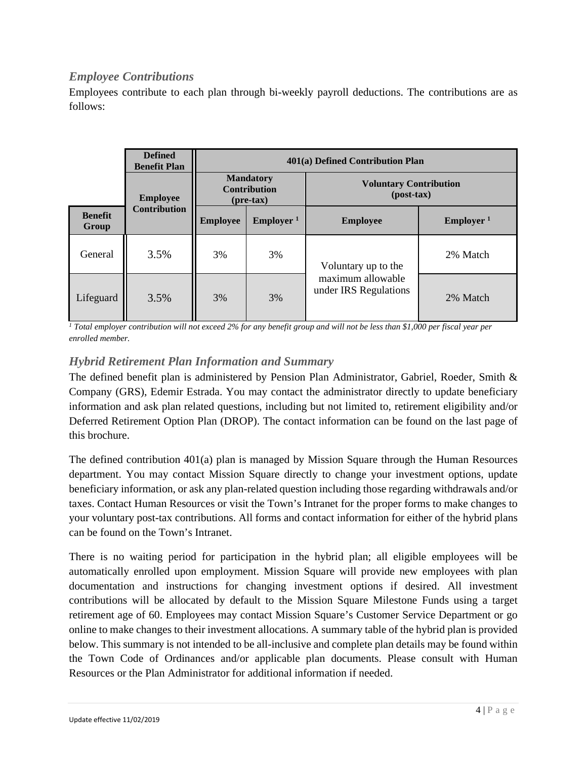## *Employee Contributions*

Employees contribute to each plan through bi-weekly payroll deductions. The contributions are as follows:

| | **Defined Benefit Plan** | **401(a) Defined Contribution Plan** | | | |
|---|---|---|---|---|---|
| | **Employee Contribution** | **Mandatory Contribution (pre-tax)** | | **Voluntary Contribution (post-tax)** | |
| **Benefit Group** | | **Employee** | **Employer [1]** | **Employee** | **Employer [1]** |
| General | 3.5% | 3% | 3% | Voluntary up to the maximum allowable under IRS Regulations | 2% Match |
| Lifeguard | 3.5% | 3% | 3% | Voluntary up to the maximum allowable under IRS Regulations | 2% Match |

*[1] Total employer contribution will not exceed 2% for any benefit group and will not be less than $1,000 per fiscal year per enrolled member.*

## *Hybrid Retirement Plan Information and Summary*

The defined benefit plan is administered by Pension Plan Administrator, Gabriel, Roeder, Smith & Company (GRS), Edemir Estrada. You may contact the administrator directly to update beneficiary information and ask plan related questions, including but not limited to, retirement eligibility and/or Deferred Retirement Option Plan (DROP). The contact information can be found on the last page of this brochure.

The defined contribution 401(a) plan is managed by Mission Square through the Human Resources department. You may contact Mission Square directly to change your investment options, update beneficiary information, or ask any plan-related question including those regarding withdrawals and/or taxes. Contact Human Resources or visit the Town's Intranet for the proper forms to make changes to your voluntary post-tax contributions. All forms and contact information for either of the hybrid plans can be found on the Town's Intranet.

There is no waiting period for participation in the hybrid plan; all eligible employees will be automatically enrolled upon employment. Mission Square will provide new employees with plan documentation and instructions for changing investment options if desired. All investment contributions will be allocated by default to the Mission Square Milestone Funds using a target retirement age of 60. Employees may contact Mission Square's Customer Service Department or go online to make changes to their investment allocations. A summary table of the hybrid plan is provided below. This summary is not intended to be all-inclusive and complete plan details may be found within the Town Code of Ordinances and/or applicable plan documents. Please consult with Human Resources or the Plan Administrator for additional information if needed.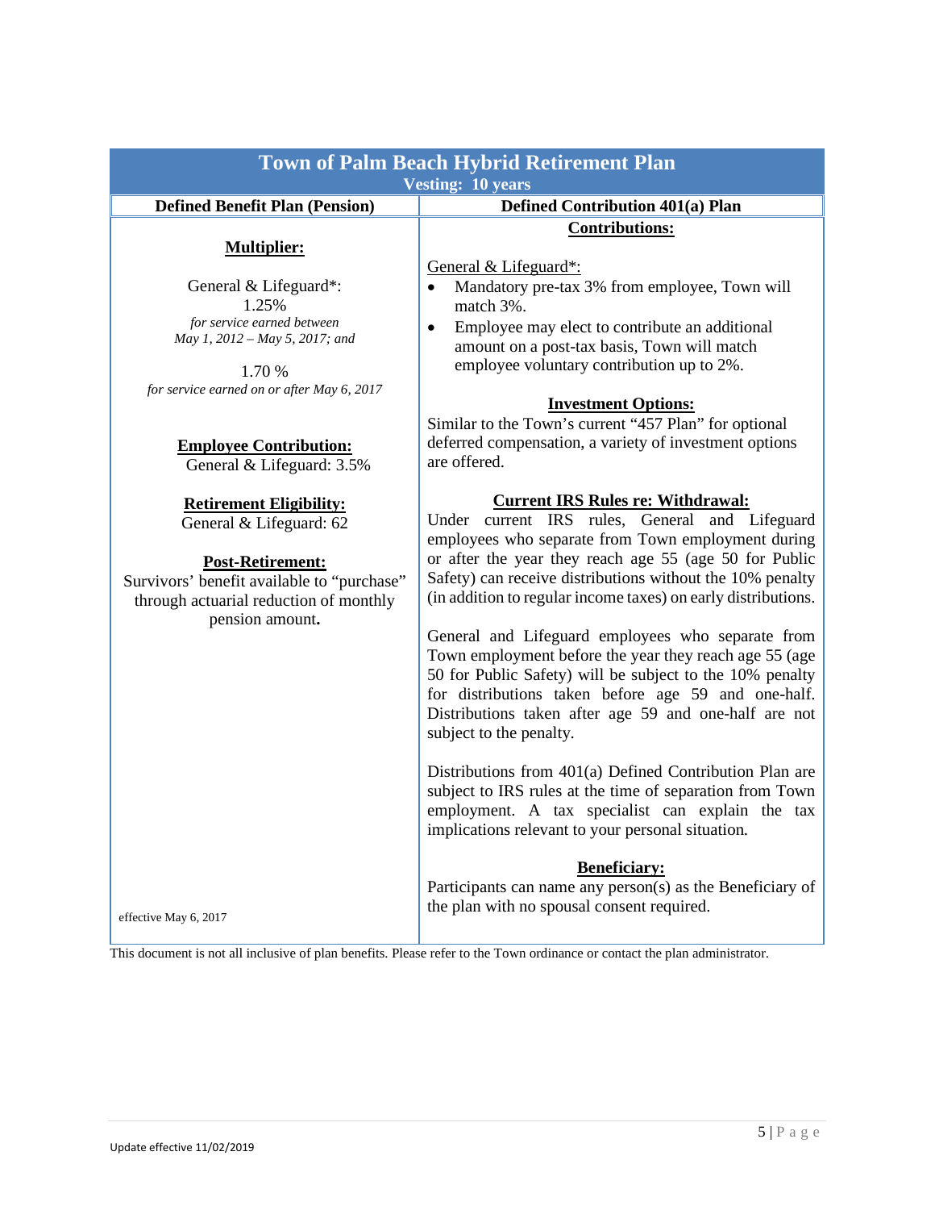| **Town of Palm Beach Hybrid Retirement Plan**<br>**Vesting: 10 years** | |
|---|---|
| **Defined Benefit Plan (Pension)** | **Defined Contribution 401(a) Plan** |
| **<u>Multiplier:</u>**<br><br>General & Lifeguard*:<br>1.25%<br>*for service earned between May 1, 2012 – May 5, 2017; and*<br><br>1.70 %<br>*for service earned on or after May 6, 2017*<br><br>**<u>Employee Contribution:</u>**<br>General & Lifeguard: 3.5%<br><br>**<u>Retirement Eligibility:</u>**<br>General & Lifeguard: 62<br><br>**<u>Post-Retirement:</u>**<br>Survivors' benefit available to "purchase" through actuarial reduction of monthly pension amount.<br><br>effective May 6, 2017 | **<u>Contributions:</u>**<br><br><u>General & Lifeguard*:</u><br>• Mandatory pre-tax 3% from employee, Town will match 3%.<br>• Employee may elect to contribute an additional amount on a post-tax basis, Town will match employee voluntary contribution up to 2%.<br><br>**<u>Investment Options:</u>**<br>Similar to the Town's current "457 Plan" for optional deferred compensation, a variety of investment options are offered.<br><br>**<u>Current IRS Rules re: Withdrawal:</u>**<br>Under current IRS rules, General and Lifeguard employees who separate from Town employment during or after the year they reach age 55 (age 50 for Public Safety) can receive distributions without the 10% penalty (in addition to regular income taxes) on early distributions.<br><br>General and Lifeguard employees who separate from Town employment before the year they reach age 55 (age 50 for Public Safety) will be subject to the 10% penalty for distributions taken before age 59 and one-half. Distributions taken after age 59 and one-half are not subject to the penalty.<br><br>Distributions from 401(a) Defined Contribution Plan are subject to IRS rules at the time of separation from Town employment. A tax specialist can explain the tax implications relevant to your personal situation.<br><br>**<u>Beneficiary:</u>**<br>Participants can name any person(s) as the Beneficiary of the plan with no spousal consent required. |

This document is not all inclusive of plan benefits. Please refer to the Town ordinance or contact the plan administrator.

Update effective 11/02/2019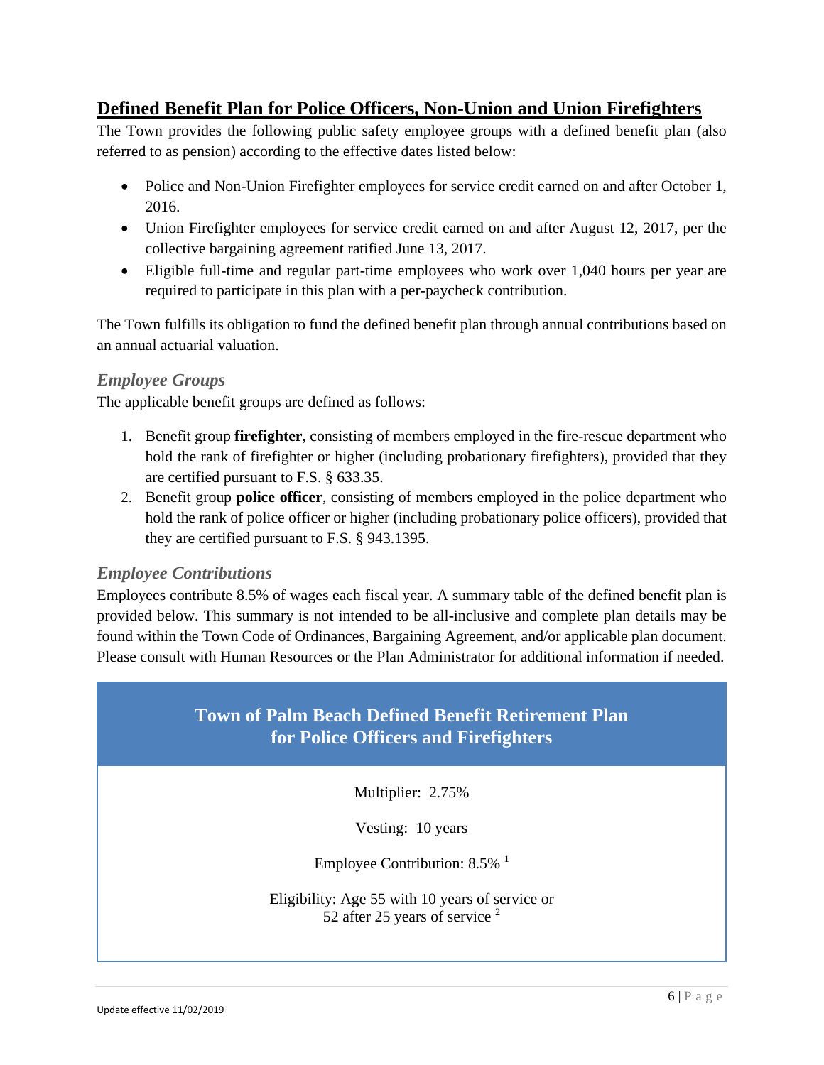## Defined Benefit Plan for Police Officers, Non-Union and Union Firefighters

The Town provides the following public safety employee groups with a defined benefit plan (also referred to as pension) according to the effective dates listed below:

- Police and Non-Union Firefighter employees for service credit earned on and after October 1, 2016.
- Union Firefighter employees for service credit earned on and after August 12, 2017, per the collective bargaining agreement ratified June 13, 2017.
- Eligible full-time and regular part-time employees who work over 1,040 hours per year are required to participate in this plan with a per-paycheck contribution.

The Town fulfills its obligation to fund the defined benefit plan through annual contributions based on an annual actuarial valuation.

### *Employee Groups*

The applicable benefit groups are defined as follows:

1. Benefit group **firefighter**, consisting of members employed in the fire-rescue department who hold the rank of firefighter or higher (including probationary firefighters), provided that they are certified pursuant to F.S. § 633.35.
2. Benefit group **police officer**, consisting of members employed in the police department who hold the rank of police officer or higher (including probationary police officers), provided that they are certified pursuant to F.S. § 943.1395.

### *Employee Contributions*

Employees contribute 8.5% of wages each fiscal year. A summary table of the defined benefit plan is provided below. This summary is not intended to be all-inclusive and complete plan details may be found within the Town Code of Ordinances, Bargaining Agreement, and/or applicable plan document. Please consult with Human Resources or the Plan Administrator for additional information if needed.

| Town of Palm Beach Defined Benefit Retirement Plan for Police Officers and Firefighters |
|---|
| Multiplier: 2.75% |
| Vesting: 10 years |
| Employee Contribution: 8.5% [1] |
| Eligibility: Age 55 with 10 years of service or 52 after 25 years of service [2] |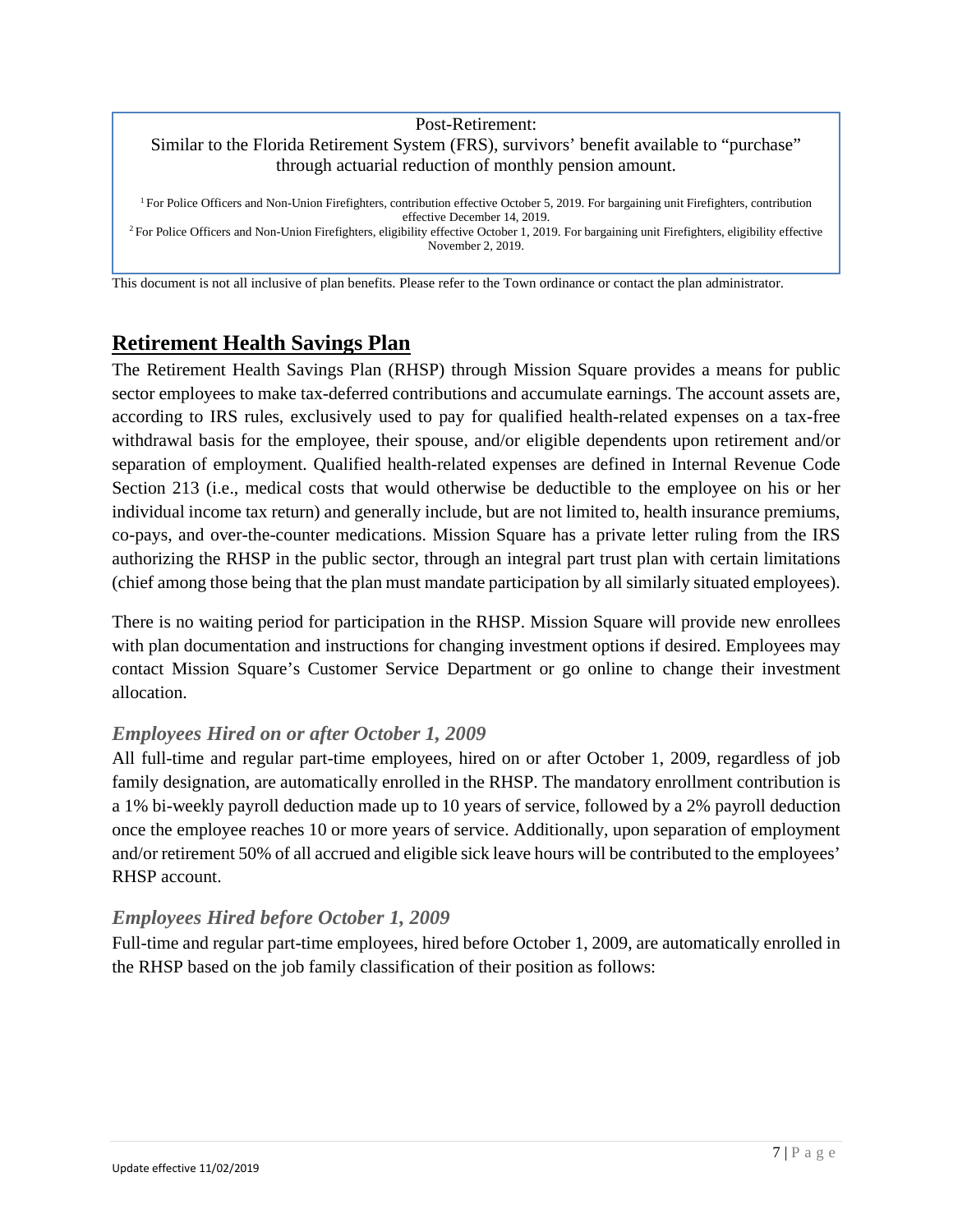Post-Retirement:
Similar to the Florida Retirement System (FRS), survivors' benefit available to "purchase" through actuarial reduction of monthly pension amount.

[1] For Police Officers and Non-Union Firefighters, contribution effective October 5, 2019. For bargaining unit Firefighters, contribution effective December 14, 2019.
[2] For Police Officers and Non-Union Firefighters, eligibility effective October 1, 2019. For bargaining unit Firefighters, eligibility effective November 2, 2019.

This document is not all inclusive of plan benefits. Please refer to the Town ordinance or contact the plan administrator.

## Retirement Health Savings Plan

The Retirement Health Savings Plan (RHSP) through Mission Square provides a means for public sector employees to make tax-deferred contributions and accumulate earnings. The account assets are, according to IRS rules, exclusively used to pay for qualified health-related expenses on a tax-free withdrawal basis for the employee, their spouse, and/or eligible dependents upon retirement and/or separation of employment. Qualified health-related expenses are defined in Internal Revenue Code Section 213 (i.e., medical costs that would otherwise be deductible to the employee on his or her individual income tax return) and generally include, but are not limited to, health insurance premiums, co-pays, and over-the-counter medications. Mission Square has a private letter ruling from the IRS authorizing the RHSP in the public sector, through an integral part trust plan with certain limitations (chief among those being that the plan must mandate participation by all similarly situated employees).

There is no waiting period for participation in the RHSP. Mission Square will provide new enrollees with plan documentation and instructions for changing investment options if desired. Employees may contact Mission Square's Customer Service Department or go online to change their investment allocation.

### *Employees Hired on or after October 1, 2009*

All full-time and regular part-time employees, hired on or after October 1, 2009, regardless of job family designation, are automatically enrolled in the RHSP. The mandatory enrollment contribution is a 1% bi-weekly payroll deduction made up to 10 years of service, followed by a 2% payroll deduction once the employee reaches 10 or more years of service. Additionally, upon separation of employment and/or retirement 50% of all accrued and eligible sick leave hours will be contributed to the employees' RHSP account.

### *Employees Hired before October 1, 2009*

Full-time and regular part-time employees, hired before October 1, 2009, are automatically enrolled in the RHSP based on the job family classification of their position as follows: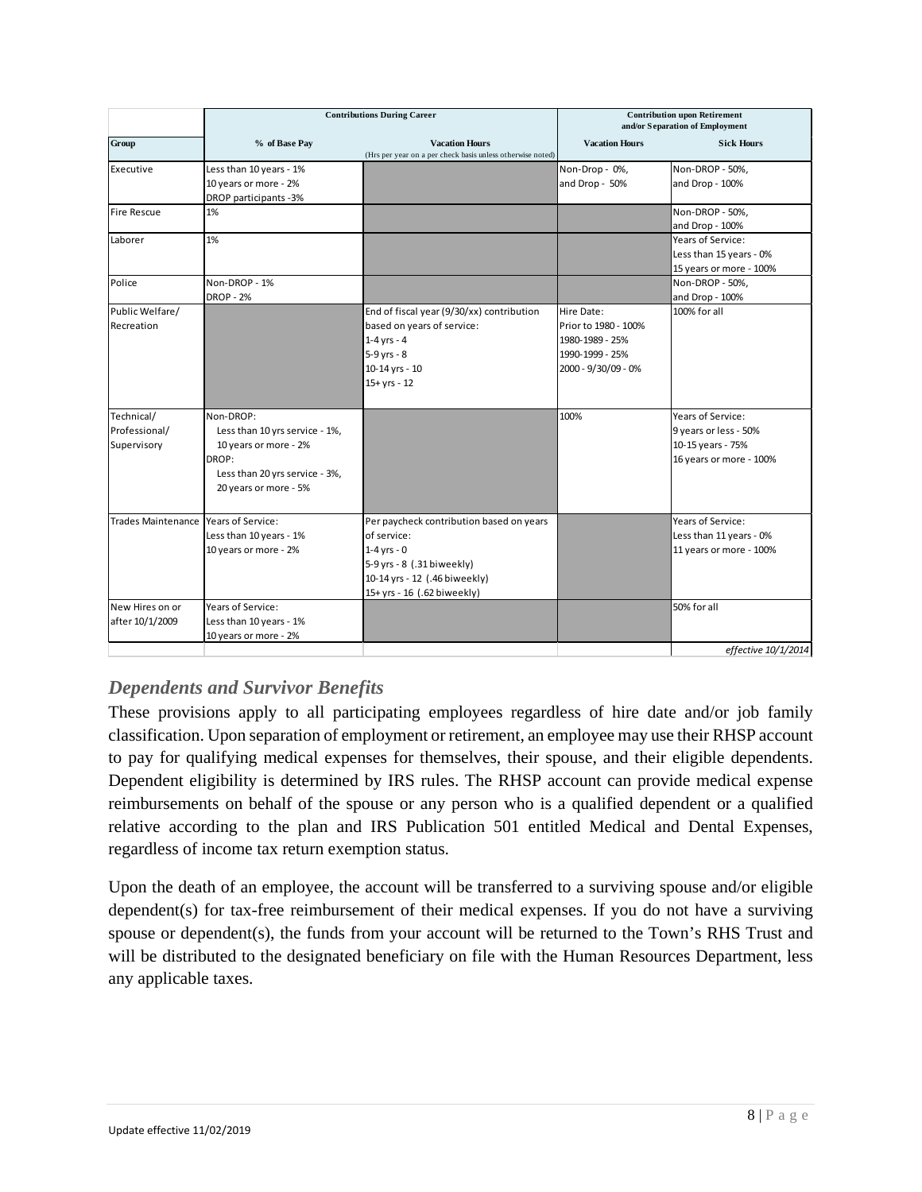| | Contributions During Career | | Contribution upon Retirement and/or Separation of Employment | |
|---|---|---|---|---|
| **Group** | **% of Base Pay** | **Vacation Hours** (Hrs per year on a per check basis unless otherwise noted) | **Vacation Hours** | **Sick Hours** |
| Executive | Less than 10 years - 1%<br>10 years or more - 2%<br>DROP participants -3% | | Non-Drop - 0%,<br>and Drop - 50% | Non-DROP - 50%,<br>and Drop - 100% |
| Fire Rescue | 1% | | | Non-DROP - 50%,<br>and Drop - 100% |
| Laborer | 1% | | | Years of Service:<br>Less than 15 years - 0%<br>15 years or more - 100% |
| Police | Non-DROP - 1%<br>DROP - 2% | | | Non-DROP - 50%,<br>and Drop - 100% |
| Public Welfare/ Recreation | | End of fiscal year (9/30/xx) contribution based on years of service:<br>1-4 yrs - 4<br>5-9 yrs - 8<br>10-14 yrs - 10<br>15+ yrs - 12 | Hire Date:<br>Prior to 1980 - 100%<br>1980-1989 - 25%<br>1990-1999 - 25%<br>2000 - 9/30/09 - 0% | 100% for all |
| Technical/ Professional/ Supervisory | Non-DROP:<br>Less than 10 yrs service - 1%,<br>10 years or more - 2%<br>DROP:<br>Less than 20 yrs service - 3%,<br>20 years or more - 5% | | 100% | Years of Service:<br>9 years or less - 50%<br>10-15 years - 75%<br>16 years or more - 100% |
| Trades Maintenance | Years of Service:<br>Less than 10 years - 1%<br>10 years or more - 2% | Per paycheck contribution based on years of service:<br>1-4 yrs - 0<br>5-9 yrs - 8 (.31 biweekly)<br>10-14 yrs - 12 (.46 biweekly)<br>15+ yrs - 16 (.62 biweekly) | | Years of Service:<br>Less than 11 years - 0%<br>11 years or more - 100% |
| New Hires on or after 10/1/2009 | Years of Service:<br>Less than 10 years - 1%<br>10 years or more - 2% | | | 50% for all |
| | | | | *effective 10/1/2014* |

## *Dependents and Survivor Benefits*

These provisions apply to all participating employees regardless of hire date and/or job family classification. Upon separation of employment or retirement, an employee may use their RHSP account to pay for qualifying medical expenses for themselves, their spouse, and their eligible dependents. Dependent eligibility is determined by IRS rules. The RHSP account can provide medical expense reimbursements on behalf of the spouse or any person who is a qualified dependent or a qualified relative according to the plan and IRS Publication 501 entitled Medical and Dental Expenses, regardless of income tax return exemption status.

Upon the death of an employee, the account will be transferred to a surviving spouse and/or eligible dependent(s) for tax-free reimbursement of their medical expenses. If you do not have a surviving spouse or dependent(s), the funds from your account will be returned to the Town's RHS Trust and will be distributed to the designated beneficiary on file with the Human Resources Department, less any applicable taxes.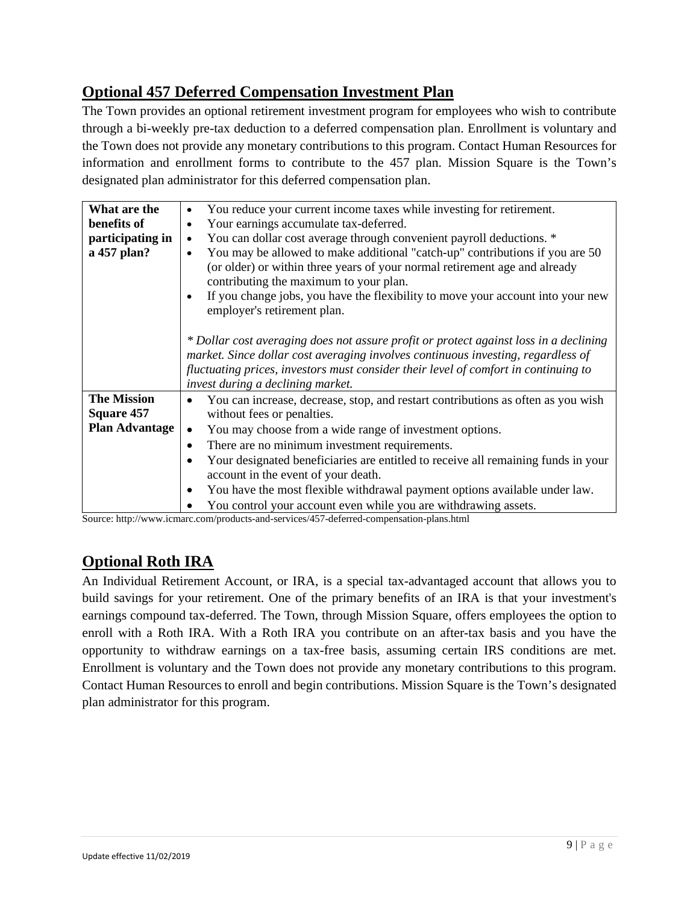## Optional 457 Deferred Compensation Investment Plan

The Town provides an optional retirement investment program for employees who wish to contribute through a bi-weekly pre-tax deduction to a deferred compensation plan. Enrollment is voluntary and the Town does not provide any monetary contributions to this program. Contact Human Resources for information and enrollment forms to contribute to the 457 plan. Mission Square is the Town's designated plan administrator for this deferred compensation plan.

| | |
|---|---|
| **What are the benefits of participating in a 457 plan?** | • You reduce your current income taxes while investing for retirement.<br>• Your earnings accumulate tax-deferred.<br>• You can dollar cost average through convenient payroll deductions. *<br>• You may be allowed to make additional "catch-up" contributions if you are 50 (or older) or within three years of your normal retirement age and already contributing the maximum to your plan.<br>• If you change jobs, you have the flexibility to move your account into your new employer's retirement plan.<br><br>*\* Dollar cost averaging does not assure profit or protect against loss in a declining market. Since dollar cost averaging involves continuous investing, regardless of fluctuating prices, investors must consider their level of comfort in continuing to invest during a declining market.* |
| **The Mission Square 457 Plan Advantage** | • You can increase, decrease, stop, and restart contributions as often as you wish without fees or penalties.<br>• You may choose from a wide range of investment options.<br>• There are no minimum investment requirements.<br>• Your designated beneficiaries are entitled to receive all remaining funds in your account in the event of your death.<br>• You have the most flexible withdrawal payment options available under law.<br>• You control your account even while you are withdrawing assets. |

Source: http://www.icmarc.com/products-and-services/457-deferred-compensation-plans.html

## Optional Roth IRA

An Individual Retirement Account, or IRA, is a special tax-advantaged account that allows you to build savings for your retirement. One of the primary benefits of an IRA is that your investment's earnings compound tax-deferred. The Town, through Mission Square, offers employees the option to enroll with a Roth IRA. With a Roth IRA you contribute on an after-tax basis and you have the opportunity to withdraw earnings on a tax-free basis, assuming certain IRS conditions are met. Enrollment is voluntary and the Town does not provide any monetary contributions to this program. Contact Human Resources to enroll and begin contributions. Mission Square is the Town's designated plan administrator for this program.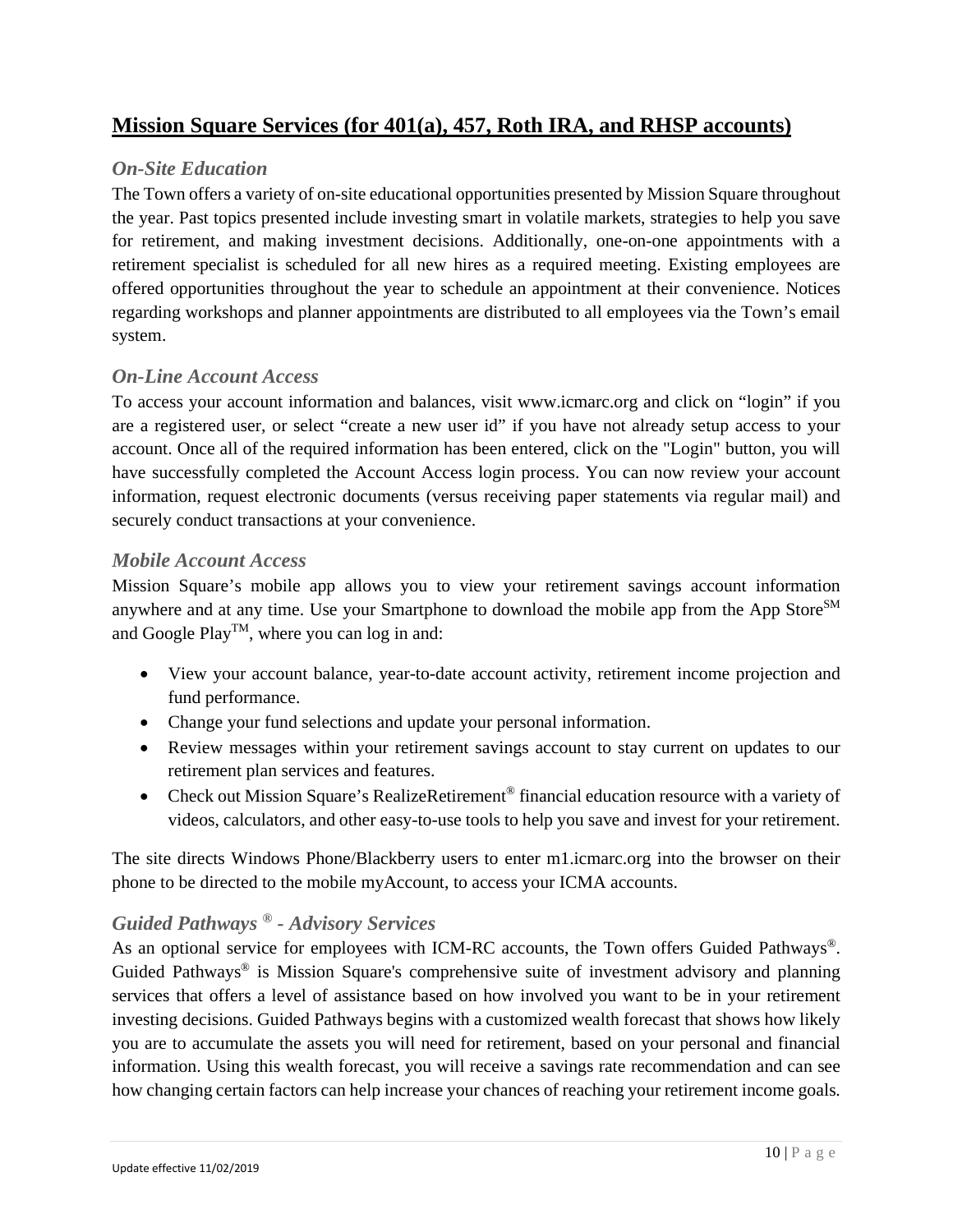## **Mission Square Services (for 401(a), 457, Roth IRA, and RHSP accounts)**

### *On-Site Education*

The Town offers a variety of on-site educational opportunities presented by Mission Square throughout the year. Past topics presented include investing smart in volatile markets, strategies to help you save for retirement, and making investment decisions. Additionally, one-on-one appointments with a retirement specialist is scheduled for all new hires as a required meeting. Existing employees are offered opportunities throughout the year to schedule an appointment at their convenience. Notices regarding workshops and planner appointments are distributed to all employees via the Town's email system.

### *On-Line Account Access*

To access your account information and balances, visit www.icmarc.org and click on "login" if you are a registered user, or select "create a new user id" if you have not already setup access to your account. Once all of the required information has been entered, click on the "Login" button, you will have successfully completed the Account Access login process. You can now review your account information, request electronic documents (versus receiving paper statements via regular mail) and securely conduct transactions at your convenience.

### *Mobile Account Access*

Mission Square's mobile app allows you to view your retirement savings account information anywhere and at any time. Use your Smartphone to download the mobile app from the App Store℠ and Google Play™, where you can log in and:

- View your account balance, year-to-date account activity, retirement income projection and fund performance.
- Change your fund selections and update your personal information.
- Review messages within your retirement savings account to stay current on updates to our retirement plan services and features.
- Check out Mission Square's RealizeRetirement® financial education resource with a variety of videos, calculators, and other easy-to-use tools to help you save and invest for your retirement.

The site directs Windows Phone/Blackberry users to enter m1.icmarc.org into the browser on their phone to be directed to the mobile myAccount, to access your ICMA accounts.

### *Guided Pathways ® - Advisory Services*

As an optional service for employees with ICM-RC accounts, the Town offers Guided Pathways®. Guided Pathways® is Mission Square's comprehensive suite of investment advisory and planning services that offers a level of assistance based on how involved you want to be in your retirement investing decisions. Guided Pathways begins with a customized wealth forecast that shows how likely you are to accumulate the assets you will need for retirement, based on your personal and financial information. Using this wealth forecast, you will receive a savings rate recommendation and can see how changing certain factors can help increase your chances of reaching your retirement income goals.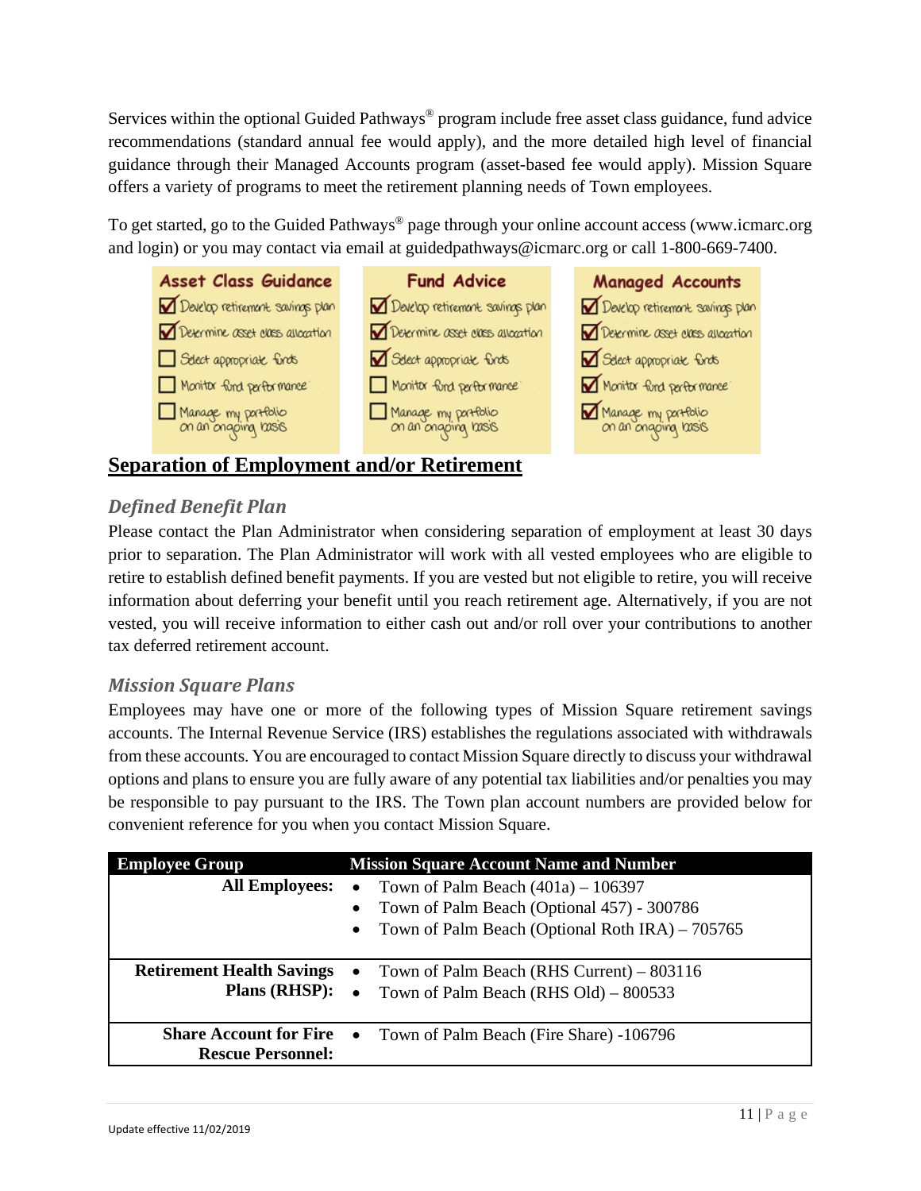Services within the optional Guided Pathways® program include free asset class guidance, fund advice recommendations (standard annual fee would apply), and the more detailed high level of financial guidance through their Managed Accounts program (asset-based fee would apply). Mission Square offers a variety of programs to meet the retirement planning needs of Town employees.

To get started, go to the Guided Pathways® page through your online account access (www.icmarc.org and login) or you may contact via email at guidedpathways@icmarc.org or call 1-800-669-7400.

| Asset Class Guidance | Fund Advice | Managed Accounts |
|---|---|---|
| ☑ Develop retirement savings plan | ☑ Develop retirement savings plan | ☑ Develop retirement savings plan |
| ☑ Determine asset class allocation | ☑ Determine asset class allocation | ☑ Determine asset class allocation |
| ☐ Select appropriate funds | ☑ Select appropriate funds | ☑ Select appropriate funds |
| ☐ Monitor fund performance | ☐ Monitor fund performance | ☑ Monitor fund performance |
| ☐ Manage my portfolio on an ongoing basis | ☐ Manage my portfolio on an ongoing basis | ☑ Manage my portfolio on an ongoing basis |

## Separation of Employment and/or Retirement

### *Defined Benefit Plan*

Please contact the Plan Administrator when considering separation of employment at least 30 days prior to separation. The Plan Administrator will work with all vested employees who are eligible to retire to establish defined benefit payments. If you are vested but not eligible to retire, you will receive information about deferring your benefit until you reach retirement age. Alternatively, if you are not vested, you will receive information to either cash out and/or roll over your contributions to another tax deferred retirement account.

### *Mission Square Plans*

Employees may have one or more of the following types of Mission Square retirement savings accounts. The Internal Revenue Service (IRS) establishes the regulations associated with withdrawals from these accounts. You are encouraged to contact Mission Square directly to discuss your withdrawal options and plans to ensure you are fully aware of any potential tax liabilities and/or penalties you may be responsible to pay pursuant to the IRS. The Town plan account numbers are provided below for convenient reference for you when you contact Mission Square.

| Employee Group | Mission Square Account Name and Number |
|---|---|
| **All Employees:** | • Town of Palm Beach (401a) – 106397<br>• Town of Palm Beach (Optional 457) - 300786<br>• Town of Palm Beach (Optional Roth IRA) – 705765 |
| **Retirement Health Savings Plans (RHSP):** | • Town of Palm Beach (RHS Current) – 803116<br>• Town of Palm Beach (RHS Old) – 800533 |
| **Share Account for Fire Rescue Personnel:** | • Town of Palm Beach (Fire Share) -106796 |

Update effective 11/02/2019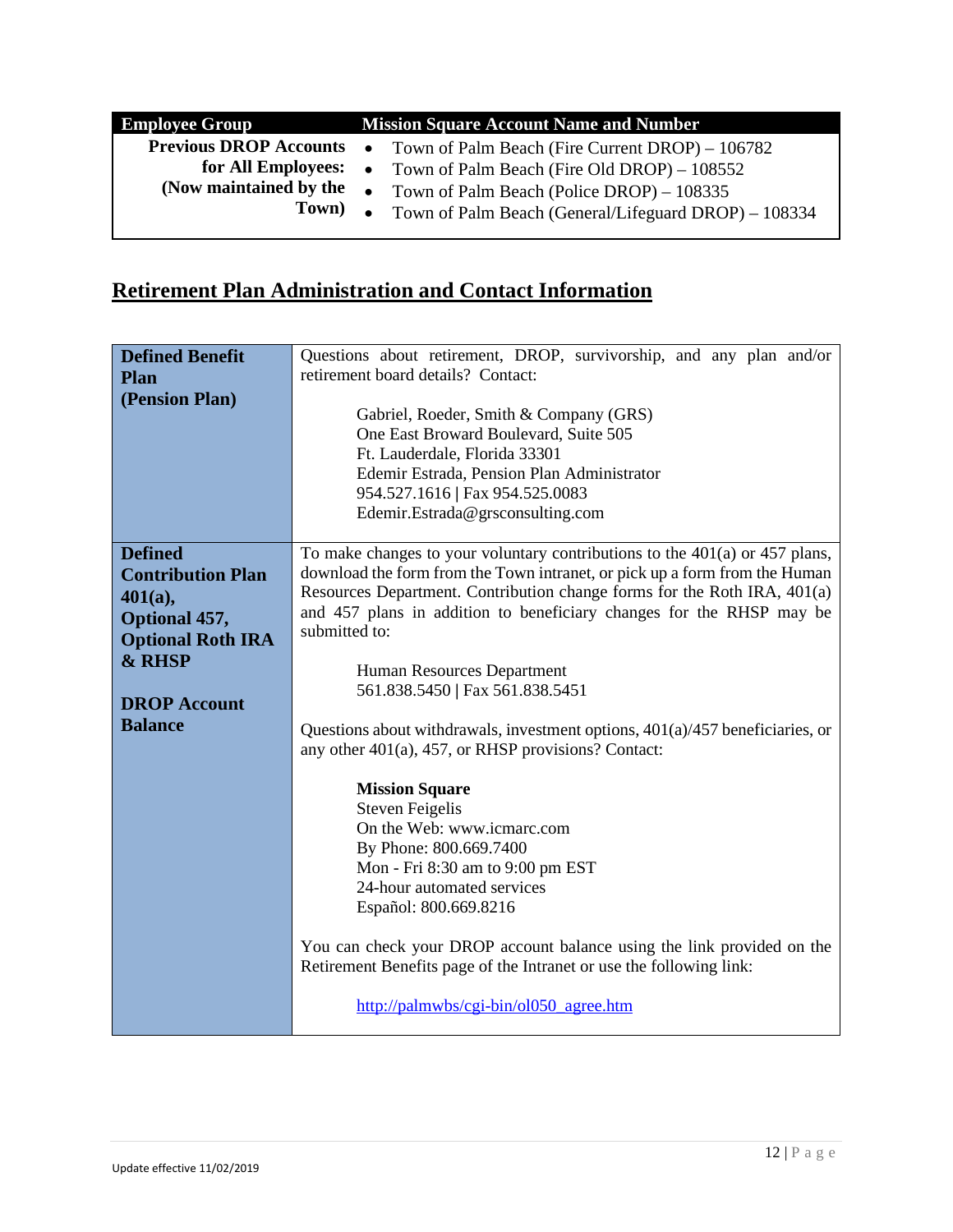| Employee Group | Mission Square Account Name and Number |
| --- | --- |
| **Previous DROP Accounts for All Employees: (Now maintained by the Town)** | • Town of Palm Beach (Fire Current DROP) – 106782<br>• Town of Palm Beach (Fire Old DROP) – 108552<br>• Town of Palm Beach (Police DROP) – 108335<br>• Town of Palm Beach (General/Lifeguard DROP) – 108334 |

## Retirement Plan Administration and Contact Information

| | |
| --- | --- |
| **Defined Benefit Plan (Pension Plan)** | Questions about retirement, DROP, survivorship, and any plan and/or retirement board details? Contact:<br><br>Gabriel, Roeder, Smith & Company (GRS)<br>One East Broward Boulevard, Suite 505<br>Ft. Lauderdale, Florida 33301<br>Edemir Estrada, Pension Plan Administrator<br>954.527.1616 \| Fax 954.525.0083<br>Edemir.Estrada@grsconsulting.com |
| **Defined Contribution Plan 401(a), Optional 457, Optional Roth IRA & RHSP**<br><br>**DROP Account Balance** | To make changes to your voluntary contributions to the 401(a) or 457 plans, download the form from the Town intranet, or pick up a form from the Human Resources Department. Contribution change forms for the Roth IRA, 401(a) and 457 plans in addition to beneficiary changes for the RHSP may be submitted to:<br><br>Human Resources Department<br>561.838.5450 \| Fax 561.838.5451<br><br>Questions about withdrawals, investment options, 401(a)/457 beneficiaries, or any other 401(a), 457, or RHSP provisions? Contact:<br><br>**Mission Square**<br>Steven Feigelis<br>On the Web: www.icmarc.com<br>By Phone: 800.669.7400<br>Mon - Fri 8:30 am to 9:00 pm EST<br>24-hour automated services<br>Español: 800.669.8216<br><br>You can check your DROP account balance using the link provided on the Retirement Benefits page of the Intranet or use the following link:<br><br>http://palmwbs/cgi-bin/ol050_agree.htm |

Update effective 11/02/2019